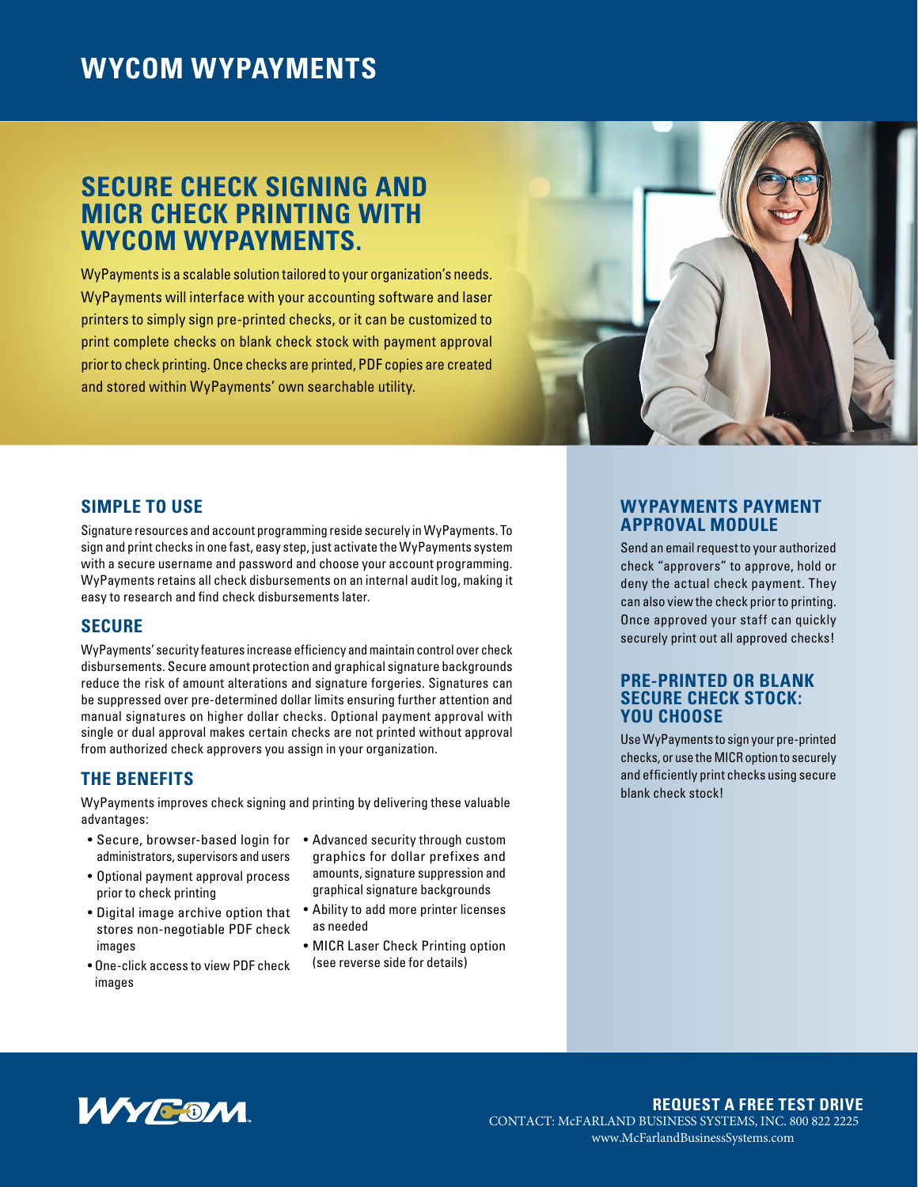# WYCOM WYPAYMENTS

## SECURE CHECK SIGNING AND MICR CHECK PRINTING WITH WYCOM WYPAYMENTS.

WyPayments is a scalable solution tailored to your organization's needs. WyPayments will interface with your accounting software and laser printers to simply sign pre-printed checks, or it can be customized to print complete checks on blank check stock with payment approval prior to check printing. Once checks are printed, PDF copies are created and stored within WyPayments' own searchable utility.

### SIMPLE TO USE

Signature resources and account programming reside securely in WyPayments. To sign and print checks in one fast, easy step, just activate the WyPayments system with a secure username and password and choose your account programming. WyPayments retains all check disbursements on an internal audit log, making it easy to research and find check disbursements later.

### SECURE

WyPayments' security features increase efficiency and maintain control over check disbursements. Secure amount protection and graphical signature backgrounds reduce the risk of amount alterations and signature forgeries. Signatures can be suppressed over pre-determined dollar limits ensuring further attention and manual signatures on higher dollar checks. Optional payment approval with single or dual approval makes certain checks are not printed without approval from authorized check approvers you assign in your organization.

### THE BENEFITS

WyPayments improves check signing and printing by delivering these valuable advantages:

- Secure, browser-based login for administrators, supervisors and users
- Optional payment approval process prior to check printing
- Digital image archive option that stores non-negotiable PDF check images
- One-click access to view PDF check images
- Advanced security through custom graphics for dollar prefixes and amounts, signature suppression and graphical signature backgrounds
- Ability to add more printer licenses as needed
- MICR Laser Check Printing option (see reverse side for details)

### WYPAYMENTS PAYMENT APPROVAL MODULE

Send an email request to your authorized check "approvers" to approve, hold or deny the actual check payment. They can also view the check prior to printing. Once approved your staff can quickly securely print out all approved checks!

### PRE-PRINTED OR BLANK SECURE CHECK STOCK: YOU CHOOSE

Use WyPayments to sign your pre-printed checks, or use the MICR option to securely and efficiently print checks using secure blank check stock!

WYCOM

**REQUEST A FREE TEST DRIVE**

CONTACT: McFARLAND BUSINESS SYSTEMS, INC. 800 822 2225

www.McFarlandBusinessSystems.com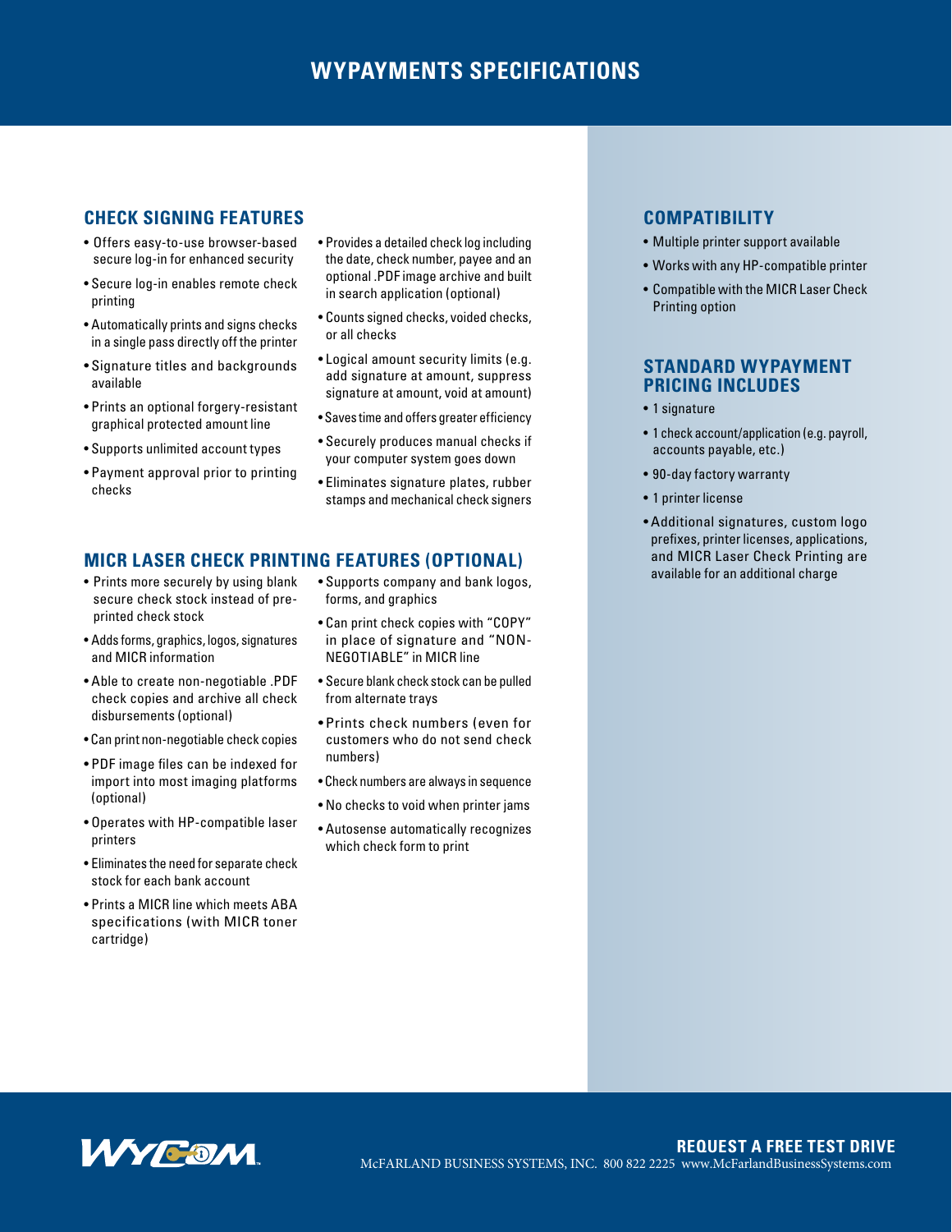# WYPAYMENTS SPECIFICATIONS

## CHECK SIGNING FEATURES

- Offers easy-to-use browser-based secure log-in for enhanced security
- Secure log-in enables remote check printing
- Automatically prints and signs checks in a single pass directly off the printer
- Signature titles and backgrounds available
- Prints an optional forgery-resistant graphical protected amount line
- Supports unlimited account types
- Payment approval prior to printing checks
- Provides a detailed check log including the date, check number, payee and an optional .PDF image archive and built in search application (optional)
- Counts signed checks, voided checks, or all checks
- Logical amount security limits (e.g. add signature at amount, suppress signature at amount, void at amount)
- Saves time and offers greater efficiency
- Securely produces manual checks if your computer system goes down
- Eliminates signature plates, rubber stamps and mechanical check signers

## MICR LASER CHECK PRINTING FEATURES (OPTIONAL)

- Prints more securely by using blank secure check stock instead of pre-printed check stock
- Adds forms, graphics, logos, signatures and MICR information
- Able to create non-negotiable .PDF check copies and archive all check disbursements (optional)
- Can print non-negotiable check copies
- PDF image files can be indexed for import into most imaging platforms (optional)
- Operates with HP-compatible laser printers
- Eliminates the need for separate check stock for each bank account
- Prints a MICR line which meets ABA specifications (with MICR toner cartridge)
- Supports company and bank logos, forms, and graphics
- Can print check copies with "COPY" in place of signature and "NON-NEGOTIABLE" in MICR line
- Secure blank check stock can be pulled from alternate trays
- Prints check numbers (even for customers who do not send check numbers)
- Check numbers are always in sequence
- No checks to void when printer jams
- Autosense automatically recognizes which check form to print

## COMPATIBILITY

- Multiple printer support available
- Works with any HP-compatible printer
- Compatible with the MICR Laser Check Printing option

## STANDARD WYPAYMENT PRICING INCLUDES

- 1 signature
- 1 check account/application (e.g. payroll, accounts payable, etc.)
- 90-day factory warranty
- 1 printer license
- Additional signatures, custom logo prefixes, printer licenses, applications, and MICR Laser Check Printing are available for an additional charge

WYCOM

**REQUEST A FREE TEST DRIVE**

McFARLAND BUSINESS SYSTEMS, INC. 800 822 2225 www.McFarlandBusinessSystems.com